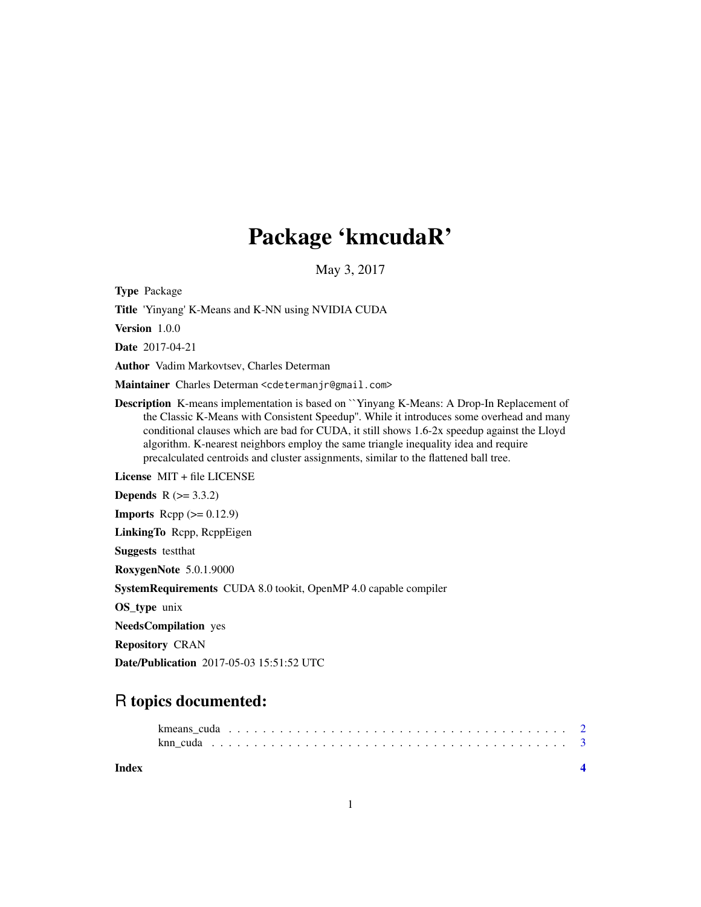# Package 'kmcudaR'

May 3, 2017

**Type** Package

**Title** 'Yinyang' K-Means and K-NN using NVIDIA CUDA

**Version** 1.0.0

**Date** 2017-04-21

**Author** Vadim Markovtsev, Charles Determan

**Maintainer** Charles Determan <cdetermanjr@gmail.com>

**Description** K-means implementation is based on ``Yinyang K-Means: A Drop-In Replacement of the Classic K-Means with Consistent Speedup''. While it introduces some overhead and many conditional clauses which are bad for CUDA, it still shows 1.6-2x speedup against the Lloyd algorithm. K-nearest neighbors employ the same triangle inequality idea and require precalculated centroids and cluster assignments, similar to the flattened ball tree.

**License** MIT + file LICENSE

**Depends** R (>= 3.3.2)

**Imports** Rcpp (>= 0.12.9)

**LinkingTo** Rcpp, RcppEigen

**Suggests** testthat

**RoxygenNote** 5.0.1.9000

**SystemRequirements** CUDA 8.0 tookit, OpenMP 4.0 capable compiler

**OS_type** unix

**NeedsCompilation** yes

**Repository** CRAN

**Date/Publication** 2017-05-03 15:51:52 UTC

## R topics documented:

kmeans_cuda . . . . . . . . . . . . . . . . . . . . . . . . . . . . . . . . . . . . . . . . 2
knn_cuda . . . . . . . . . . . . . . . . . . . . . . . . . . . . . . . . . . . . . . . . . . 3

**Index** **4**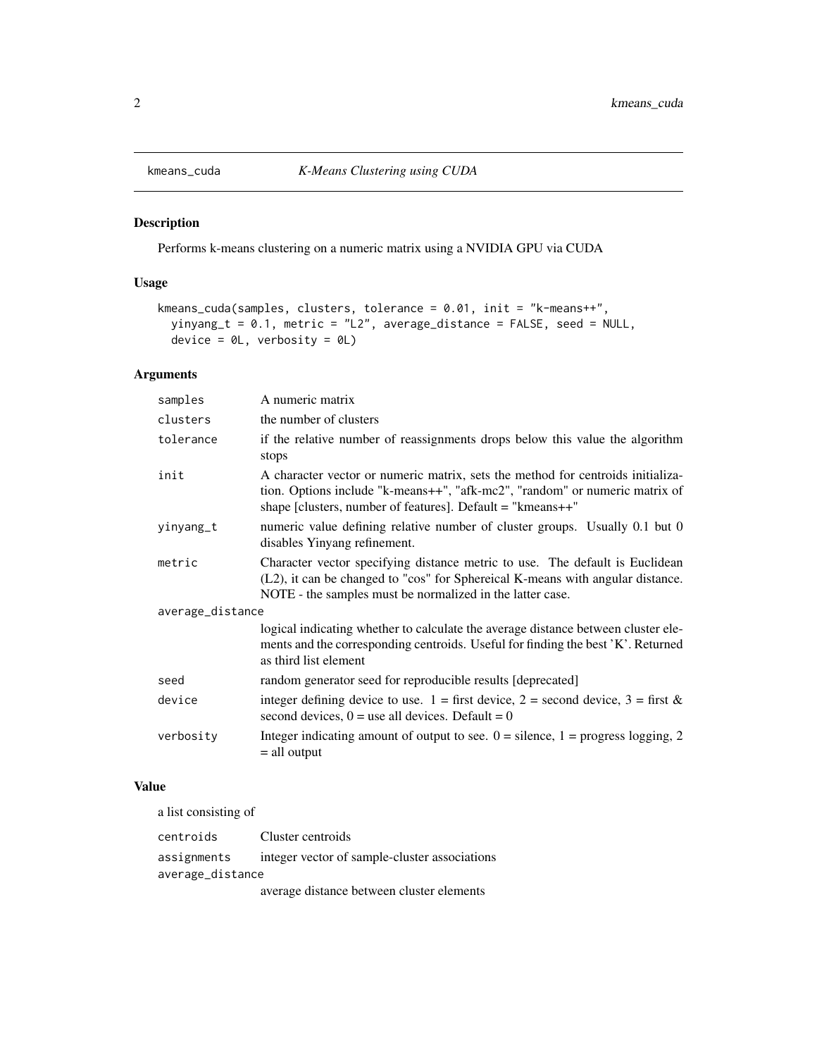## kmeans_cuda — *K-Means Clustering using CUDA*

### Description

Performs k-means clustering on a numeric matrix using a NVIDIA GPU via CUDA

### Usage

```
kmeans_cuda(samples, clusters, tolerance = 0.01, init = "k-means++",
  yinyang_t = 0.1, metric = "L2", average_distance = FALSE, seed = NULL,
  device = 0L, verbosity = 0L)
```

### Arguments

| Argument | Description |
| --- | --- |
| `samples` | A numeric matrix |
| `clusters` | the number of clusters |
| `tolerance` | if the relative number of reassignments drops below this value the algorithm stops |
| `init` | A character vector or numeric matrix, sets the method for centroids initialization. Options include "k-means++", "afk-mc2", "random" or numeric matrix of shape [clusters, number of features]. Default = "kmeans++" |
| `yinyang_t` | numeric value defining relative number of cluster groups. Usually 0.1 but 0 disables Yinyang refinement. |
| `metric` | Character vector specifying distance metric to use. The default is Euclidean (L2), it can be changed to "cos" for Sphereical K-means with angular distance. NOTE - the samples must be normalized in the latter case. |
| `average_distance` | logical indicating whether to calculate the average distance between cluster elements and the corresponding centroids. Useful for finding the best 'K'. Returned as third list element |
| `seed` | random generator seed for reproducible results [deprecated] |
| `device` | integer defining device to use. 1 = first device, 2 = second device, 3 = first & second devices, 0 = use all devices. Default = 0 |
| `verbosity` | Integer indicating amount of output to see. 0 = silence, 1 = progress logging, 2 = all output |

### Value

a list consisting of

| Element | Description |
| --- | --- |
| `centroids` | Cluster centroids |
| `assignments` | integer vector of sample-cluster associations |
| `average_distance` | average distance between cluster elements |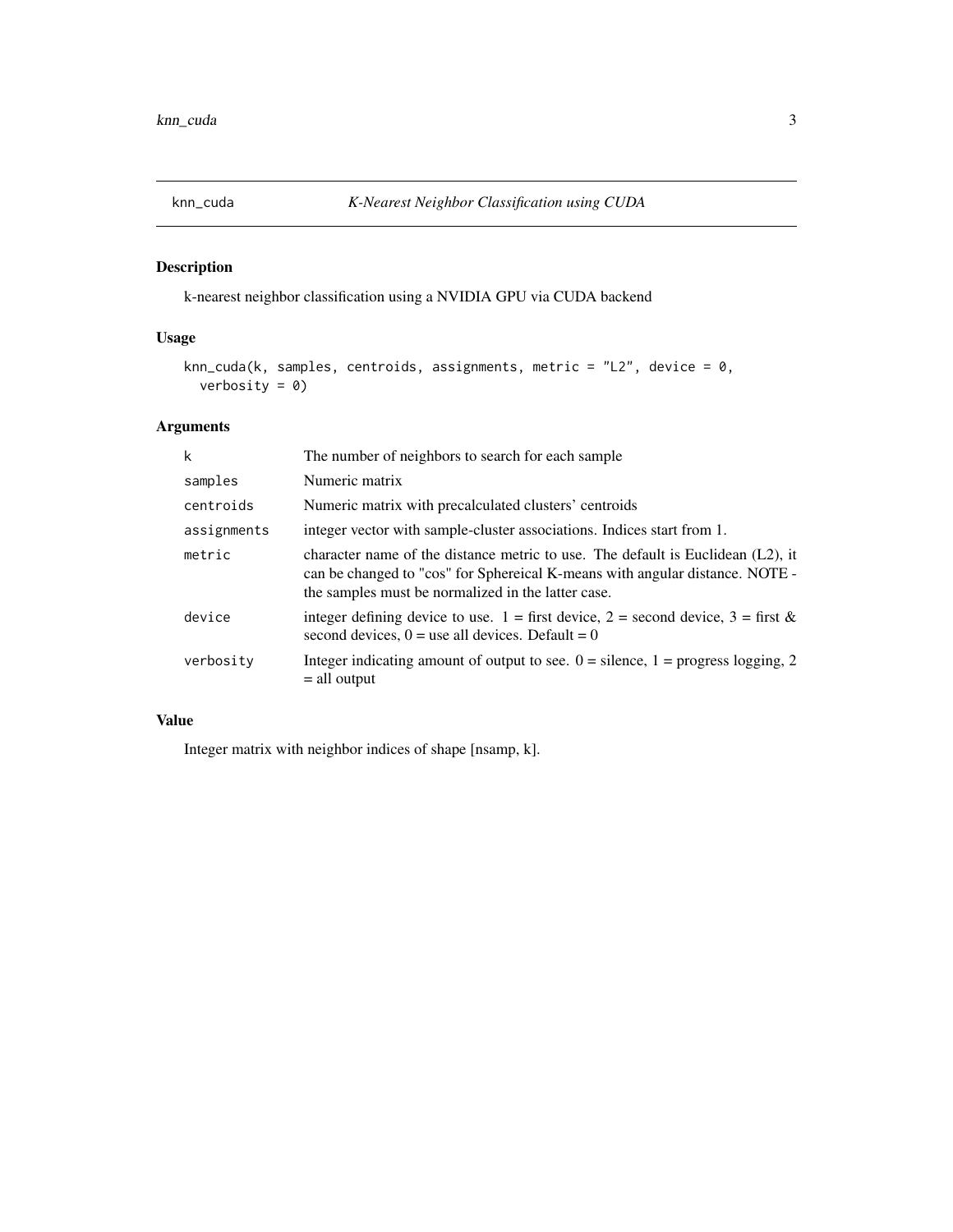## knn_cuda *K-Nearest Neighbor Classification using CUDA*

### Description

k-nearest neighbor classification using a NVIDIA GPU via CUDA backend

### Usage

```
knn_cuda(k, samples, centroids, assignments, metric = "L2", device = 0,
  verbosity = 0)
```

### Arguments

| | |
|---|---|
| k | The number of neighbors to search for each sample |
| samples | Numeric matrix |
| centroids | Numeric matrix with precalculated clusters' centroids |
| assignments | integer vector with sample-cluster associations. Indices start from 1. |
| metric | character name of the distance metric to use. The default is Euclidean (L2), it can be changed to "cos" for Sphereical K-means with angular distance. NOTE - the samples must be normalized in the latter case. |
| device | integer defining device to use. 1 = first device, 2 = second device, 3 = first & second devices, 0 = use all devices. Default = 0 |
| verbosity | Integer indicating amount of output to see. 0 = silence, 1 = progress logging, 2 = all output |

### Value

Integer matrix with neighbor indices of shape [nsamp, k].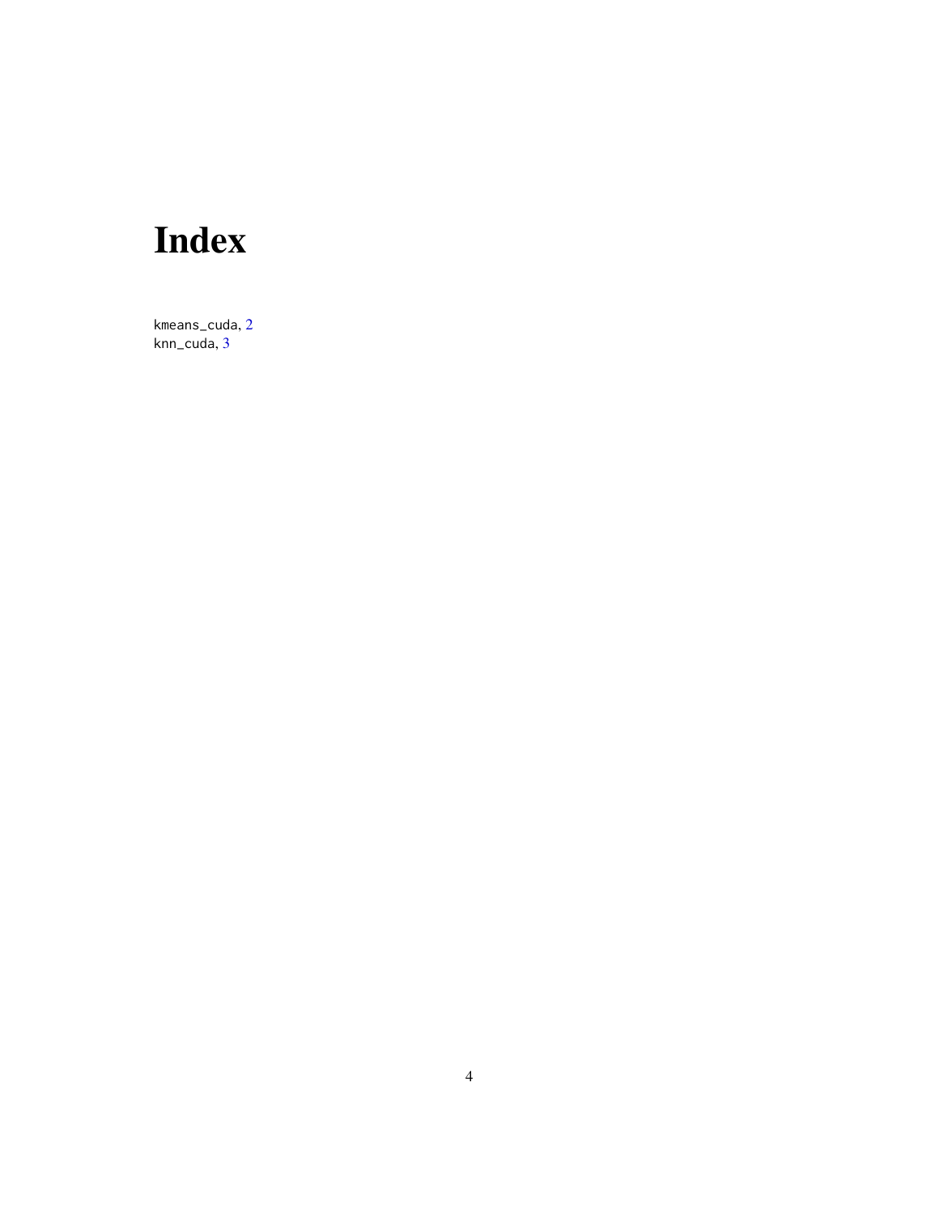# Index

kmeans_cuda, 2
knn_cuda, 3